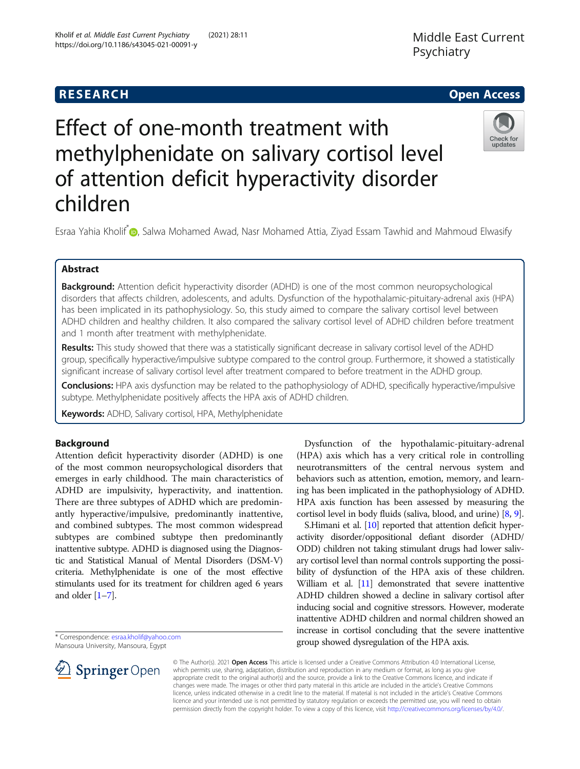RESEARCH | Open Access

# Effect of one-month treatment with methylphenidate on salivary cortisol level of attention deficit hyperactivity disorder children

Esraa Yahia Kholif*, Salwa Mohamed Awad, Nasr Mohamed Attia, Ziyad Essam Tawhid and Mahmoud Elwasify

## Abstract

**Background:** Attention deficit hyperactivity disorder (ADHD) is one of the most common neuropsychological disorders that affects children, adolescents, and adults. Dysfunction of the hypothalamic-pituitary-adrenal axis (HPA) has been implicated in its pathophysiology. So, this study aimed to compare the salivary cortisol level between ADHD children and healthy children. It also compared the salivary cortisol level of ADHD children before treatment and 1 month after treatment with methylphenidate.

**Results:** This study showed that there was a statistically significant decrease in salivary cortisol level of the ADHD group, specifically hyperactive/impulsive subtype compared to the control group. Furthermore, it showed a statistically significant increase of salivary cortisol level after treatment compared to before treatment in the ADHD group.

**Conclusions:** HPA axis dysfunction may be related to the pathophysiology of ADHD, specifically hyperactive/impulsive subtype. Methylphenidate positively affects the HPA axis of ADHD children.

**Keywords:** ADHD, Salivary cortisol, HPA, Methylphenidate

## Background

Attention deficit hyperactivity disorder (ADHD) is one of the most common neuropsychological disorders that emerges in early childhood. The main characteristics of ADHD are impulsivity, hyperactivity, and inattention. There are three subtypes of ADHD which are predominantly hyperactive/impulsive, predominantly inattentive, and combined subtypes. The most common widespread subtypes are combined subtype then predominantly inattentive subtype. ADHD is diagnosed using the Diagnostic and Statistical Manual of Mental Disorders (DSM-V) criteria. Methylphenidate is one of the most effective stimulants used for its treatment for children aged 6 years and older [1–7].

Dysfunction of the hypothalamic-pituitary-adrenal (HPA) axis which has a very critical role in controlling neurotransmitters of the central nervous system and behaviors such as attention, emotion, memory, and learning has been implicated in the pathophysiology of ADHD. HPA axis function has been assessed by measuring the cortisol level in body fluids (saliva, blood, and urine) [8, 9].

S.Himani et al. [10] reported that attention deficit hyperactivity disorder/oppositional defiant disorder (ADHD/ODD) children not taking stimulant drugs had lower salivary cortisol level than normal controls supporting the possibility of dysfunction of the HPA axis of these children. William et al. [11] demonstrated that severe inattentive ADHD children showed a decline in salivary cortisol after inducing social and cognitive stressors. However, moderate inattentive ADHD children and normal children showed an increase in cortisol concluding that the severe inattentive group showed dysregulation of the HPA axis.

* Correspondence: esraa.kholif@yahoo.com
Mansoura University, Mansoura, Egypt

© The Author(s). 2021 **Open Access** This article is licensed under a Creative Commons Attribution 4.0 International License, which permits use, sharing, adaptation, distribution and reproduction in any medium or format, as long as you give appropriate credit to the original author(s) and the source, provide a link to the Creative Commons licence, and indicate if changes were made. The images or other third party material in this article are included in the article's Creative Commons licence, unless indicated otherwise in a credit line to the material. If material is not included in the article's Creative Commons licence and your intended use is not permitted by statutory regulation or exceeds the permitted use, you will need to obtain permission directly from the copyright holder. To view a copy of this licence, visit http://creativecommons.org/licenses/by/4.0/.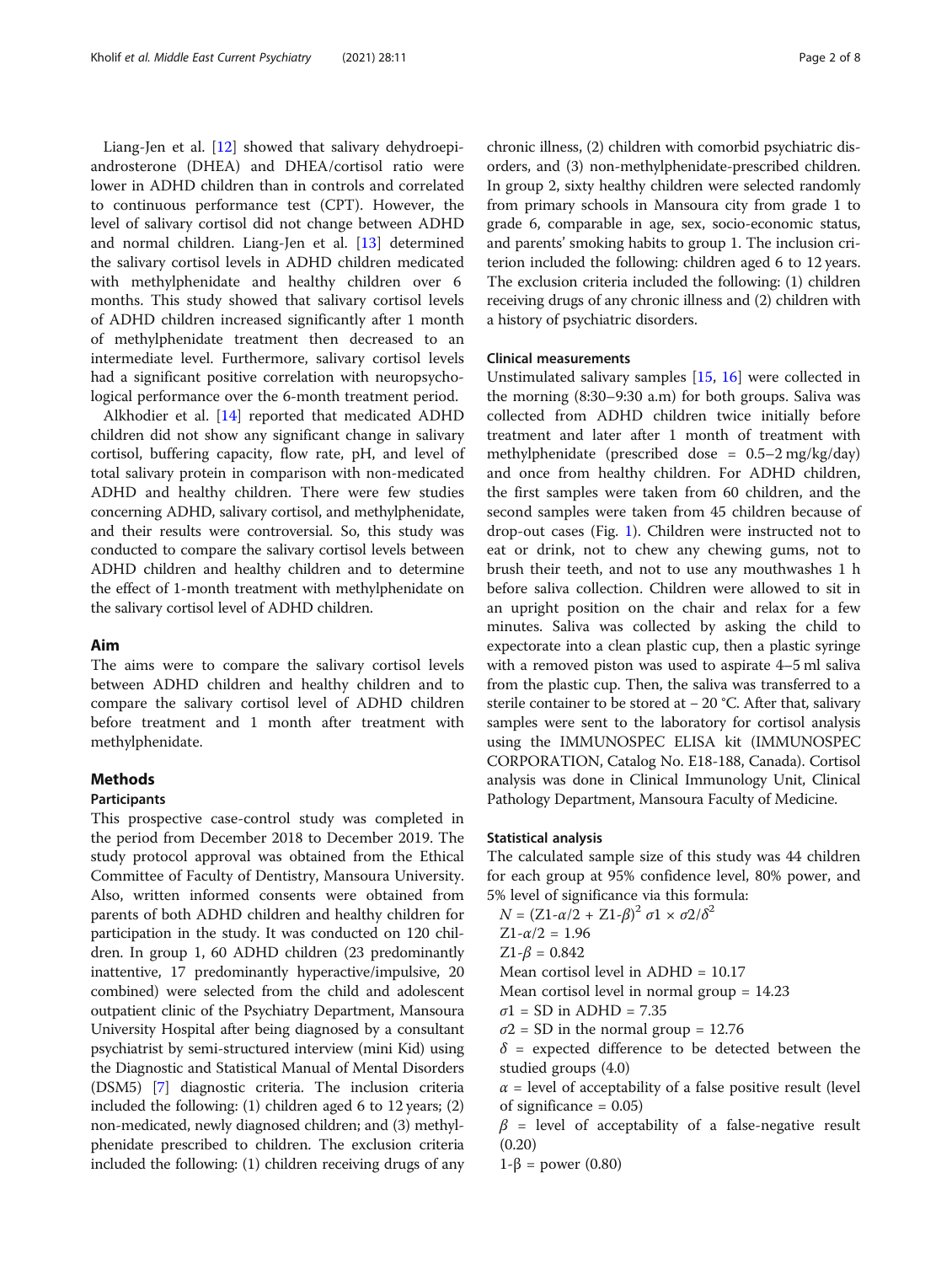Liang-Jen et al. [12] showed that salivary dehydroepiandrosterone (DHEA) and DHEA/cortisol ratio were lower in ADHD children than in controls and correlated to continuous performance test (CPT). However, the level of salivary cortisol did not change between ADHD and normal children. Liang-Jen et al. [13] determined the salivary cortisol levels in ADHD children medicated with methylphenidate and healthy children over 6 months. This study showed that salivary cortisol levels of ADHD children increased significantly after 1 month of methylphenidate treatment then decreased to an intermediate level. Furthermore, salivary cortisol levels had a significant positive correlation with neuropsychological performance over the 6-month treatment period.

Alkhodier et al. [14] reported that medicated ADHD children did not show any significant change in salivary cortisol, buffering capacity, flow rate, pH, and level of total salivary protein in comparison with non-medicated ADHD and healthy children. There were few studies concerning ADHD, salivary cortisol, and methylphenidate, and their results were controversial. So, this study was conducted to compare the salivary cortisol levels between ADHD children and healthy children and to determine the effect of 1-month treatment with methylphenidate on the salivary cortisol level of ADHD children.

## Aim

The aims were to compare the salivary cortisol levels between ADHD children and healthy children and to compare the salivary cortisol level of ADHD children before treatment and 1 month after treatment with methylphenidate.

## Methods

### Participants

This prospective case-control study was completed in the period from December 2018 to December 2019. The study protocol approval was obtained from the Ethical Committee of Faculty of Dentistry, Mansoura University. Also, written informed consents were obtained from parents of both ADHD children and healthy children for participation in the study. It was conducted on 120 children. In group 1, 60 ADHD children (23 predominantly inattentive, 17 predominantly hyperactive/impulsive, 20 combined) were selected from the child and adolescent outpatient clinic of the Psychiatry Department, Mansoura University Hospital after being diagnosed by a consultant psychiatrist by semi-structured interview (mini Kid) using the Diagnostic and Statistical Manual of Mental Disorders (DSM5) [7] diagnostic criteria. The inclusion criteria included the following: (1) children aged 6 to 12 years; (2) non-medicated, newly diagnosed children; and (3) methylphenidate prescribed to children. The exclusion criteria included the following: (1) children receiving drugs of any chronic illness, (2) children with comorbid psychiatric disorders, and (3) non-methylphenidate-prescribed children. In group 2, sixty healthy children were selected randomly from primary schools in Mansoura city from grade 1 to grade 6, comparable in age, sex, socio-economic status, and parents' smoking habits to group 1. The inclusion criterion included the following: children aged 6 to 12 years. The exclusion criteria included the following: (1) children receiving drugs of any chronic illness and (2) children with a history of psychiatric disorders.

### Clinical measurements

Unstimulated salivary samples [15, 16] were collected in the morning (8:30–9:30 a.m) for both groups. Saliva was collected from ADHD children twice initially before treatment and later after 1 month of treatment with methylphenidate (prescribed dose = 0.5–2 mg/kg/day) and once from healthy children. For ADHD children, the first samples were taken from 60 children, and the second samples were taken from 45 children because of drop-out cases (Fig. 1). Children were instructed not to eat or drink, not to chew any chewing gums, not to brush their teeth, and not to use any mouthwashes 1 h before saliva collection. Children were allowed to sit in an upright position on the chair and relax for a few minutes. Saliva was collected by asking the child to expectorate into a clean plastic cup, then a plastic syringe with a removed piston was used to aspirate 4–5 ml saliva from the plastic cup. Then, the saliva was transferred to a sterile container to be stored at − 20 °C. After that, salivary samples were sent to the laboratory for cortisol analysis using the IMMUNOSPEC ELISA kit (IMMUNOSPEC CORPORATION, Catalog No. E18-188, Canada). Cortisol analysis was done in Clinical Immunology Unit, Clinical Pathology Department, Mansoura Faculty of Medicine.

### Statistical analysis

The calculated sample size of this study was 44 children for each group at 95% confidence level, 80% power, and 5% level of significance via this formula:

$N = (Z_{1-\alpha/2} + Z_{1-\beta})^2 \sigma 1 \times \sigma 2/\delta^2$

$Z_{1-\alpha/2} = 1.96$

$Z_{1-\beta} = 0.842$

Mean cortisol level in ADHD = 10.17

Mean cortisol level in normal group = 14.23

$\sigma 1$ = SD in ADHD = 7.35

$\sigma 2$ = SD in the normal group = 12.76

$\delta$ = expected difference to be detected between the studied groups (4.0)

$\alpha$ = level of acceptability of a false positive result (level of significance = 0.05)

$\beta$ = level of acceptability of a false-negative result (0.20)

$1-\beta$ = power (0.80)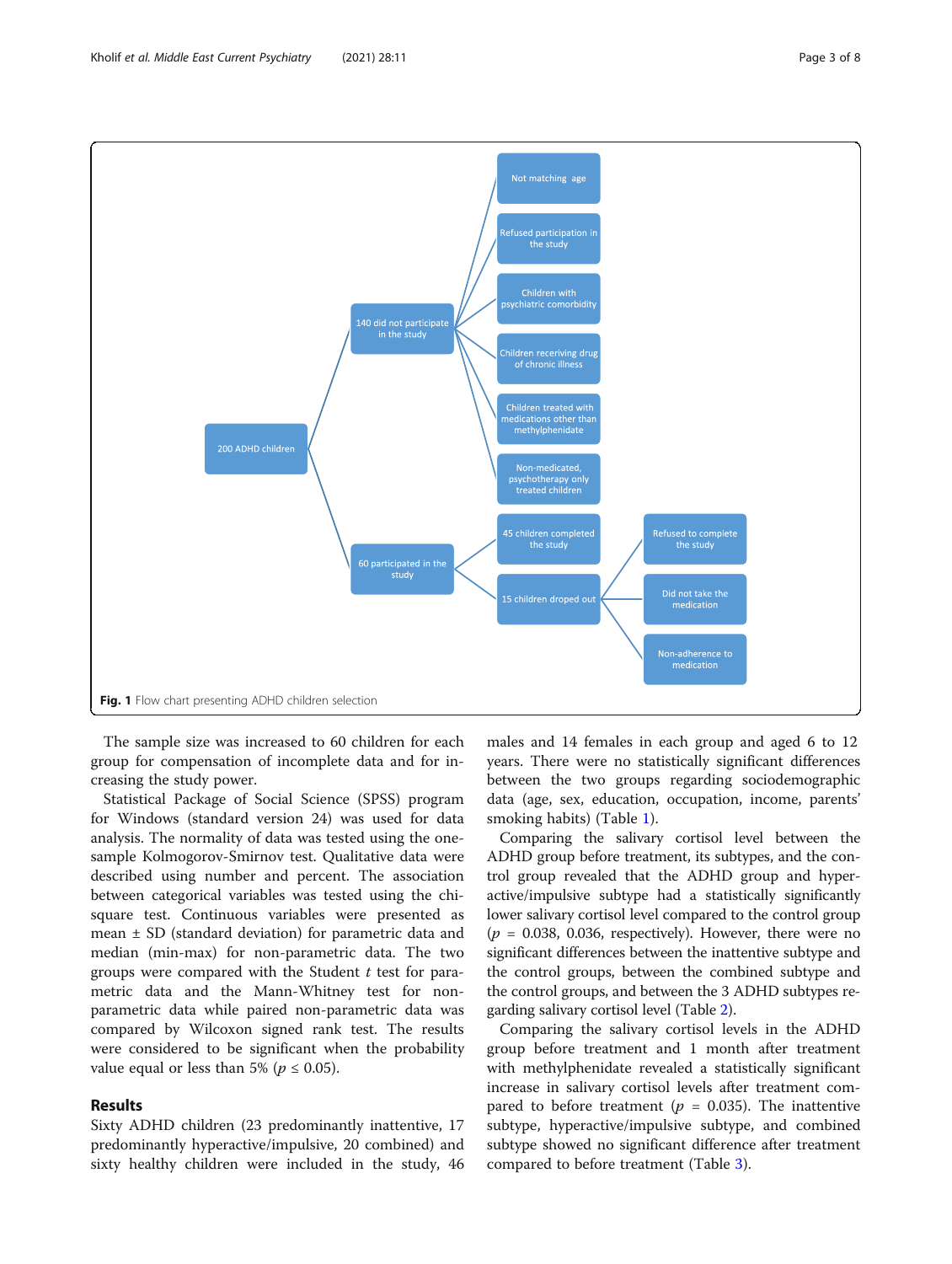200 ADHD children

140 did not participate in the study

Not matching age

Refused participation in the study

Children with psychiatric comorbidity

Children receiving drug of chronic illness

Children treated with medications other than methylphenidate

Non-medicated, psychotherapy only treated children

60 participated in the study

45 children completed the study

15 children droped out

Refused to complete the study

Did not take the medication

Non-adherence to medication

**Fig. 1** Flow chart presenting ADHD children selection

The sample size was increased to 60 children for each group for compensation of incomplete data and for increasing the study power.

Statistical Package of Social Science (SPSS) program for Windows (standard version 24) was used for data analysis. The normality of data was tested using the one-sample Kolmogorov-Smirnov test. Qualitative data were described using number and percent. The association between categorical variables was tested using the chi-square test. Continuous variables were presented as mean ± SD (standard deviation) for parametric data and median (min-max) for non-parametric data. The two groups were compared with the Student *t* test for parametric data and the Mann-Whitney test for non-parametric data while paired non-parametric data was compared by Wilcoxon signed rank test. The results were considered to be significant when the probability value equal or less than 5% ($p \leq 0.05$).

## Results

Sixty ADHD children (23 predominantly inattentive, 17 predominantly hyperactive/impulsive, 20 combined) and sixty healthy children were included in the study, 46 males and 14 females in each group and aged 6 to 12 years. There were no statistically significant differences between the two groups regarding sociodemographic data (age, sex, education, occupation, income, parents' smoking habits) (Table 1).

Comparing the salivary cortisol level between the ADHD group before treatment, its subtypes, and the control group revealed that the ADHD group and hyperactive/impulsive subtype had a statistically significantly lower salivary cortisol level compared to the control group ($p$ = 0.038, 0.036, respectively). However, there were no significant differences between the inattentive subtype and the control groups, between the combined subtype and the control groups, and between the 3 ADHD subtypes regarding salivary cortisol level (Table 2).

Comparing the salivary cortisol levels in the ADHD group before treatment and 1 month after treatment with methylphenidate revealed a statistically significant increase in salivary cortisol levels after treatment compared to before treatment ($p$ = 0.035). The inattentive subtype, hyperactive/impulsive subtype, and combined subtype showed no significant difference after treatment compared to before treatment (Table 3).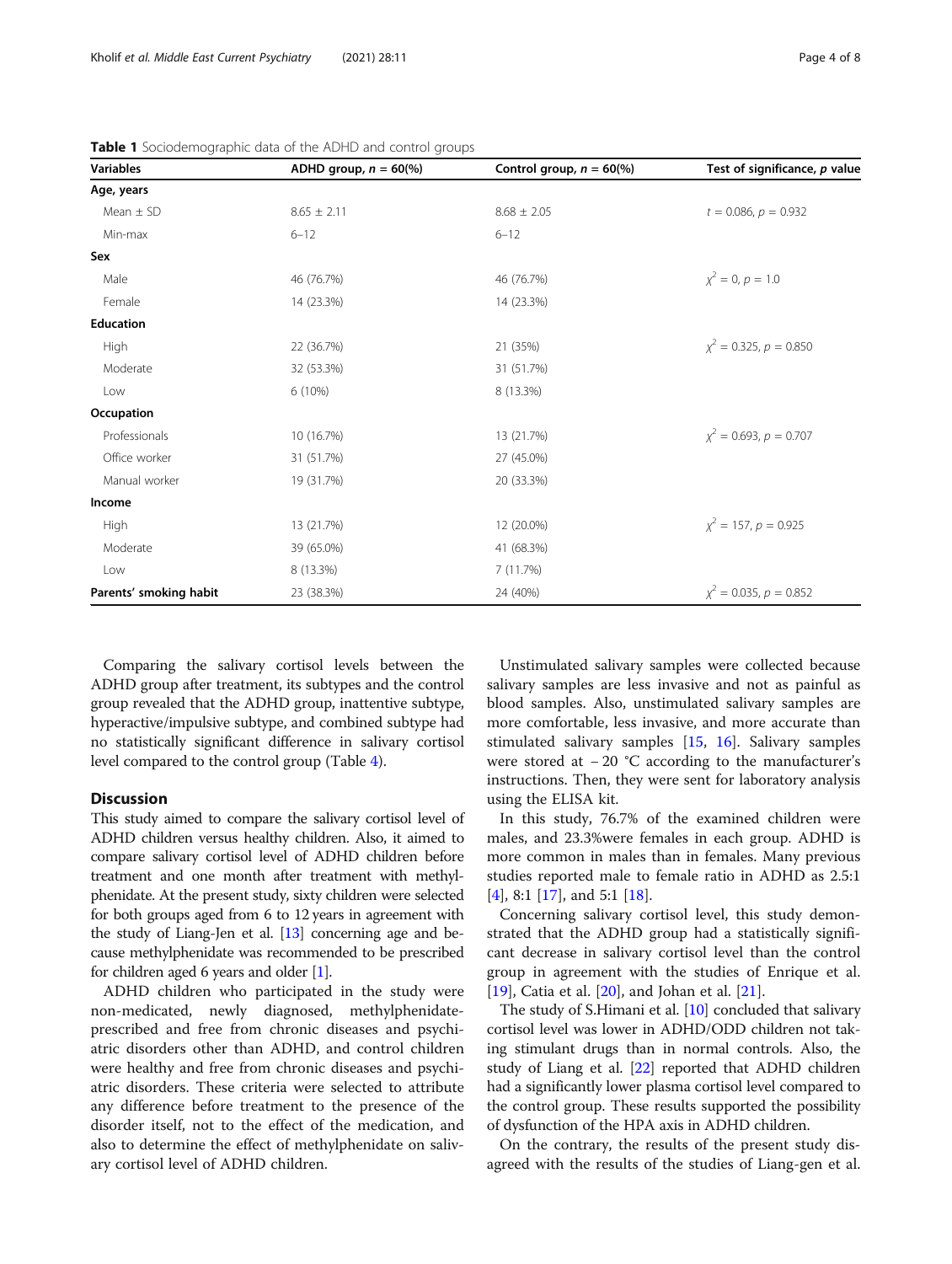**Table 1** Sociodemographic data of the ADHD and control groups

| Variables | ADHD group, $n$ = 60(%) | Control group, $n$ = 60(%) | Test of significance, $p$ value |
|---|---|---|---|
| **Age, years** | | | |
| Mean ± SD | 8.65 ± 2.11 | 8.68 ± 2.05 | $t$ = 0.086, $p$ = 0.932 |
| Min-max | 6–12 | 6–12 | |
| **Sex** | | | |
| Male | 46 (76.7%) | 46 (76.7%) | $\chi^2$ = 0, $p$ = 1.0 |
| Female | 14 (23.3%) | 14 (23.3%) | |
| **Education** | | | |
| High | 22 (36.7%) | 21 (35%) | $\chi^2$ = 0.325, $p$ = 0.850 |
| Moderate | 32 (53.3%) | 31 (51.7%) | |
| Low | 6 (10%) | 8 (13.3%) | |
| **Occupation** | | | |
| Professionals | 10 (16.7%) | 13 (21.7%) | $\chi^2$ = 0.693, $p$ = 0.707 |
| Office worker | 31 (51.7%) | 27 (45.0%) | |
| Manual worker | 19 (31.7%) | 20 (33.3%) | |
| **Income** | | | |
| High | 13 (21.7%) | 12 (20.0%) | $\chi^2$ = 157, $p$ = 0.925 |
| Moderate | 39 (65.0%) | 41 (68.3%) | |
| Low | 8 (13.3%) | 7 (11.7%) | |
| **Parents' smoking habit** | 23 (38.3%) | 24 (40%) | $\chi^2$ = 0.035, $p$ = 0.852 |

Comparing the salivary cortisol levels between the ADHD group after treatment, its subtypes and the control group revealed that the ADHD group, inattentive subtype, hyperactive/impulsive subtype, and combined subtype had no statistically significant difference in salivary cortisol level compared to the control group (Table 4).

## Discussion

This study aimed to compare the salivary cortisol level of ADHD children versus healthy children. Also, it aimed to compare salivary cortisol level of ADHD children before treatment and one month after treatment with methylphenidate. At the present study, sixty children were selected for both groups aged from 6 to 12 years in agreement with the study of Liang-Jen et al. [13] concerning age and because methylphenidate was recommended to be prescribed for children aged 6 years and older [1].

ADHD children who participated in the study were non-medicated, newly diagnosed, methylphenidate-prescribed and free from chronic diseases and psychiatric disorders other than ADHD, and control children were healthy and free from chronic diseases and psychiatric disorders. These criteria were selected to attribute any difference before treatment to the presence of the disorder itself, not to the effect of the medication, and also to determine the effect of methylphenidate on salivary cortisol level of ADHD children.

Unstimulated salivary samples were collected because salivary samples are less invasive and not as painful as blood samples. Also, unstimulated salivary samples are more comfortable, less invasive, and more accurate than stimulated salivary samples [15, 16]. Salivary samples were stored at − 20 °C according to the manufacturer's instructions. Then, they were sent for laboratory analysis using the ELISA kit.

In this study, 76.7% of the examined children were males, and 23.3%were females in each group. ADHD is more common in males than in females. Many previous studies reported male to female ratio in ADHD as 2.5:1 [4], 8:1 [17], and 5:1 [18].

Concerning salivary cortisol level, this study demonstrated that the ADHD group had a statistically significant decrease in salivary cortisol level than the control group in agreement with the studies of Enrique et al. [19], Catia et al. [20], and Johan et al. [21].

The study of S.Himani et al. [10] concluded that salivary cortisol level was lower in ADHD/ODD children not taking stimulant drugs than in normal controls. Also, the study of Liang et al. [22] reported that ADHD children had a significantly lower plasma cortisol level compared to the control group. These results supported the possibility of dysfunction of the HPA axis in ADHD children.

On the contrary, the results of the present study disagreed with the results of the studies of Liang-gen et al.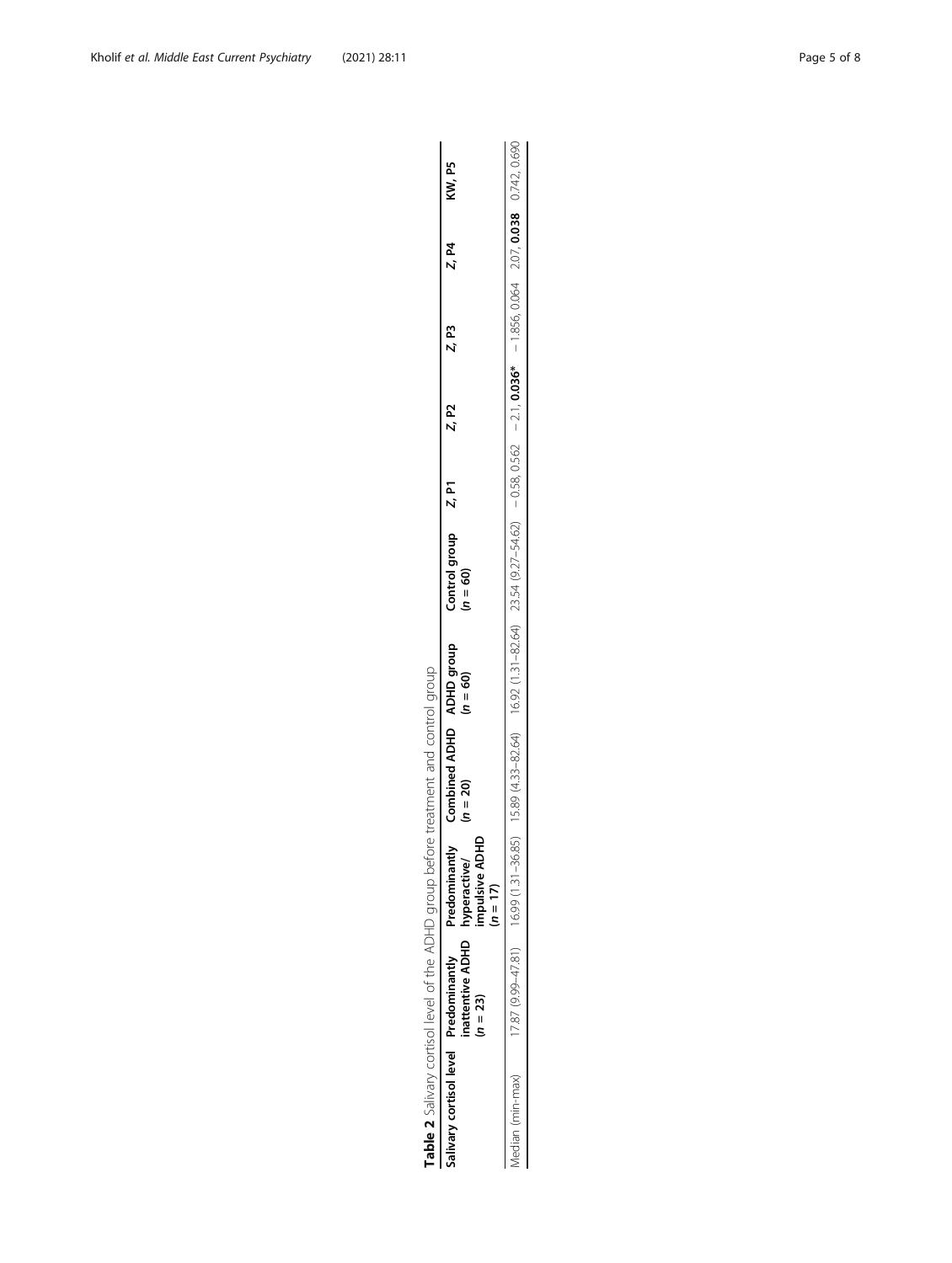**Table 2** Salivary cortisol level of the ADHD group before treatment and control group

| Salivary cortisol level | Predominantly inattentive ADHD ($n = 23$) | Predominantly hyperactive/ impulsive ADHD ($n = 17$) | Combined ADHD ($n = 20$) | ADHD group ($n = 60$) | Control group ($n = 60$) | Z, P1 | Z, P2 | Z, P3 | Z, P4 | KW, P5 |
|---|---|---|---|---|---|---|---|---|---|---|
| Median (min-max) | 17.87 (9.99–47.81) | 16.99 (1.31–36.85) | 15.89 (4.33–82.64) | 16.92 (1.31–82.64) | 23.54 (9.27–54.62) | −0.58, 0.562 | −2.1, **0.036*** | −1.856, 0.064 | 2.07, **0.038** | 0.742, 0.690 |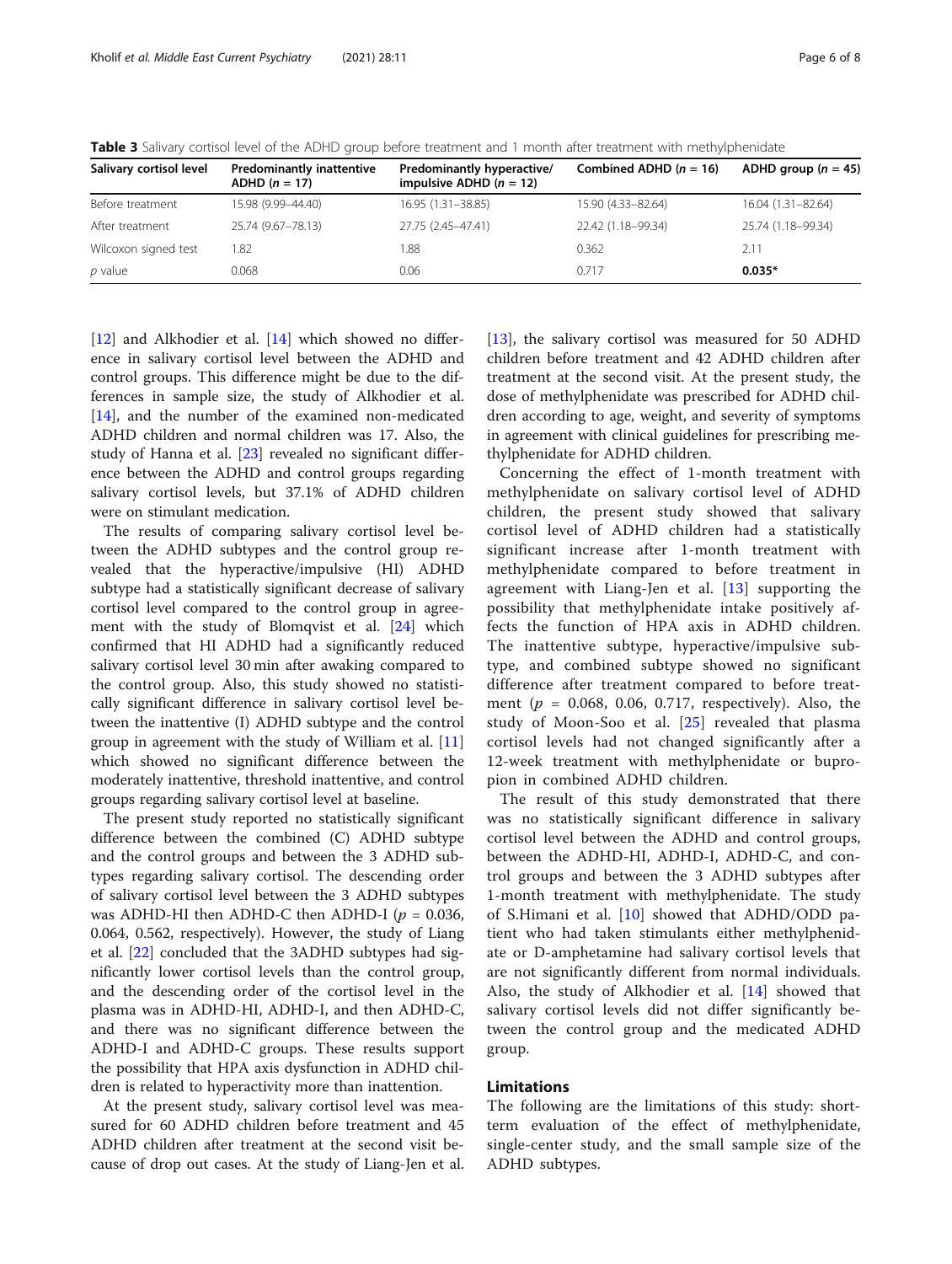**Table 3** Salivary cortisol level of the ADHD group before treatment and 1 month after treatment with methylphenidate

| Salivary cortisol level | Predominantly inattentive ADHD ($n = 17$) | Predominantly hyperactive/ impulsive ADHD ($n = 12$) | Combined ADHD ($n = 16$) | ADHD group ($n = 45$) |
|---|---|---|---|---|
| Before treatment | 15.98 (9.99–44.40) | 16.95 (1.31–38.85) | 15.90 (4.33–82.64) | 16.04 (1.31–82.64) |
| After treatment | 25.74 (9.67–78.13) | 27.75 (2.45–47.41) | 22.42 (1.18–99.34) | 25.74 (1.18–99.34) |
| Wilcoxon signed test | 1.82 | 1.88 | 0.362 | 2.11 |
| *p* value | 0.068 | 0.06 | 0.717 | **0.035*** |

[12] and Alkhodier et al. [14] which showed no difference in salivary cortisol level between the ADHD and control groups. This difference might be due to the differences in sample size, the study of Alkhodier et al. [14], and the number of the examined non-medicated ADHD children and normal children was 17. Also, the study of Hanna et al. [23] revealed no significant difference between the ADHD and control groups regarding salivary cortisol levels, but 37.1% of ADHD children were on stimulant medication.

The results of comparing salivary cortisol level between the ADHD subtypes and the control group revealed that the hyperactive/impulsive (HI) ADHD subtype had a statistically significant decrease of salivary cortisol level compared to the control group in agreement with the study of Blomqvist et al. [24] which confirmed that HI ADHD had a significantly reduced salivary cortisol level 30 min after awaking compared to the control group. Also, this study showed no statistically significant difference in salivary cortisol level between the inattentive (I) ADHD subtype and the control group in agreement with the study of William et al. [11] which showed no significant difference between the moderately inattentive, threshold inattentive, and control groups regarding salivary cortisol level at baseline.

The present study reported no statistically significant difference between the combined (C) ADHD subtype and the control groups and between the 3 ADHD subtypes regarding salivary cortisol. The descending order of salivary cortisol level between the 3 ADHD subtypes was ADHD-HI then ADHD-C then ADHD-I ($p = 0.036$, 0.064, 0.562, respectively). However, the study of Liang et al. [22] concluded that the 3ADHD subtypes had significantly lower cortisol levels than the control group, and the descending order of the cortisol level in the plasma was in ADHD-HI, ADHD-I, and then ADHD-C, and there was no significant difference between the ADHD-I and ADHD-C groups. These results support the possibility that HPA axis dysfunction in ADHD children is related to hyperactivity more than inattention.

At the present study, salivary cortisol level was measured for 60 ADHD children before treatment and 45 ADHD children after treatment at the second visit because of drop out cases. At the study of Liang-Jen et al. [13], the salivary cortisol was measured for 50 ADHD children before treatment and 42 ADHD children after treatment at the second visit. At the present study, the dose of methylphenidate was prescribed for ADHD children according to age, weight, and severity of symptoms in agreement with clinical guidelines for prescribing methylphenidate for ADHD children.

Concerning the effect of 1-month treatment with methylphenidate on salivary cortisol level of ADHD children, the present study showed that salivary cortisol level of ADHD children had a statistically significant increase after 1-month treatment with methylphenidate compared to before treatment in agreement with Liang-Jen et al. [13] supporting the possibility that methylphenidate intake positively affects the function of HPA axis in ADHD children. The inattentive subtype, hyperactive/impulsive subtype, and combined subtype showed no significant difference after treatment compared to before treatment ($p = 0.068$, 0.06, 0.717, respectively). Also, the study of Moon-Soo et al. [25] revealed that plasma cortisol levels had not changed significantly after a 12-week treatment with methylphenidate or bupropion in combined ADHD children.

The result of this study demonstrated that there was no statistically significant difference in salivary cortisol level between the ADHD and control groups, between the ADHD-HI, ADHD-I, ADHD-C, and control groups and between the 3 ADHD subtypes after 1-month treatment with methylphenidate. The study of S.Himani et al. [10] showed that ADHD/ODD patient who had taken stimulants either methylphenidate or D-amphetamine had salivary cortisol levels that are not significantly different from normal individuals. Also, the study of Alkhodier et al. [14] showed that salivary cortisol levels did not differ significantly between the control group and the medicated ADHD group.

## Limitations

The following are the limitations of this study: short-term evaluation of the effect of methylphenidate, single-center study, and the small sample size of the ADHD subtypes.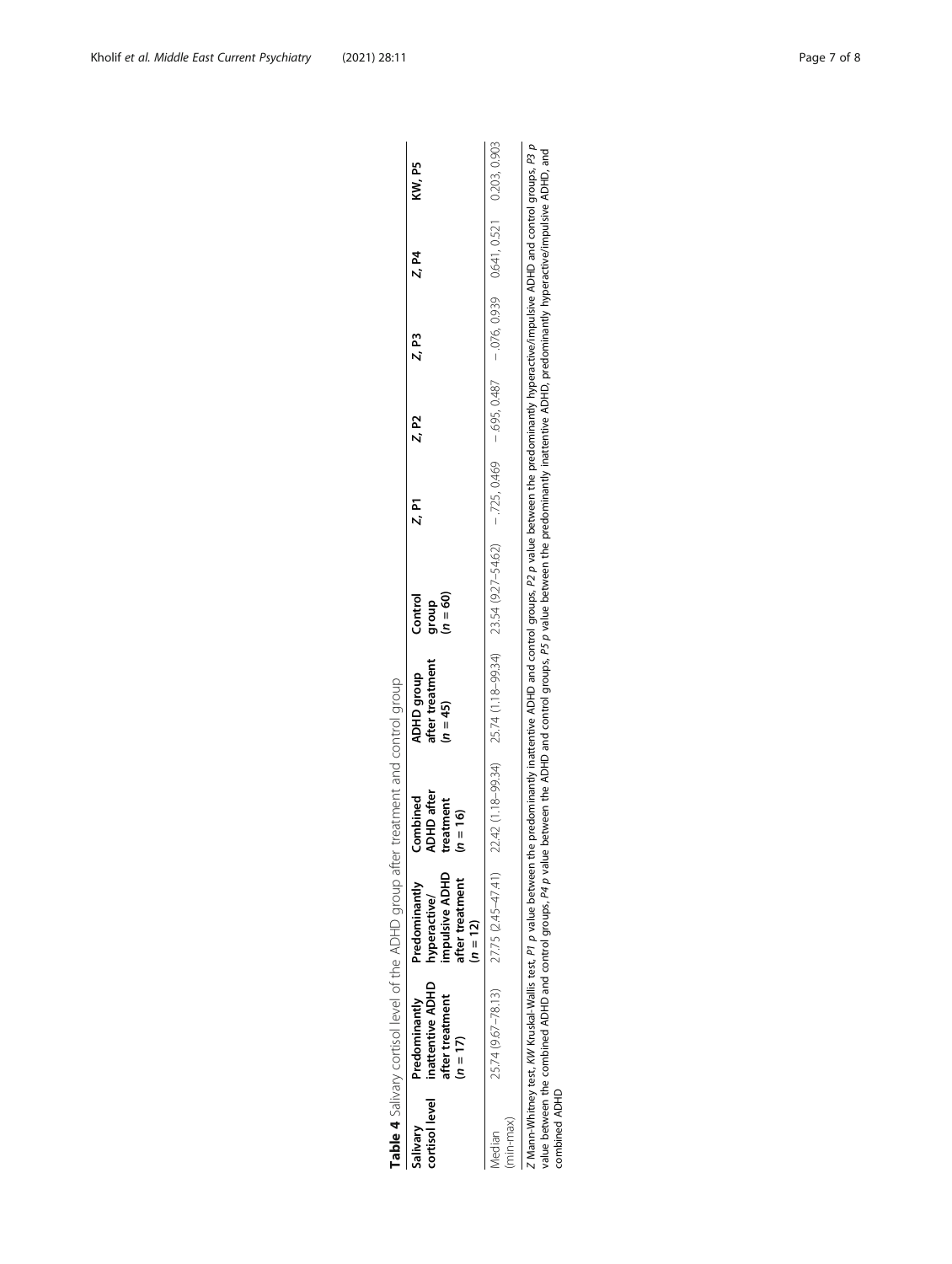**Table 4** Salivary cortisol level of the ADHD group after treatment and control group

| Salivary cortisol level | Predominantly inattentive ADHD after treatment ($n = 17$) | Predominantly hyperactive/ impulsive ADHD after treatment ($n = 12$) | Combined ADHD after treatment ($n = 16$) | ADHD group after treatment ($n = 45$) | Control group ($n = 60$) | Z, P1 | Z, P2 | Z, P3 | Z, P4 | KW, P5 |
|---|---|---|---|---|---|---|---|---|---|---|
| Median (min–max) | 25.74 (9.67–78.13) | 27.75 (2.45–47.41) | 22.42 (1.18–99.34) | 25.74 (1.18–99.34) | 23.54 (9.27–54.62) | −.725, 0.469 | −.695, 0.487 | −.076, 0.939 | 0.641, 0.521 | 0.203, 0.903 |

*Z* Mann-Whitney test, *KW* Kruskal-Wallis test, *P1 p* value between the predominantly inattentive ADHD and control groups, *P2 p* value between the predominantly hyperactive/impulsive ADHD and control groups, *P3 p* value between the combined ADHD and control groups, *P4 p* value between the ADHD and control groups, *P5 p* value between the predominantly inattentive ADHD, predominantly hyperactive/impulsive ADHD, and combined ADHD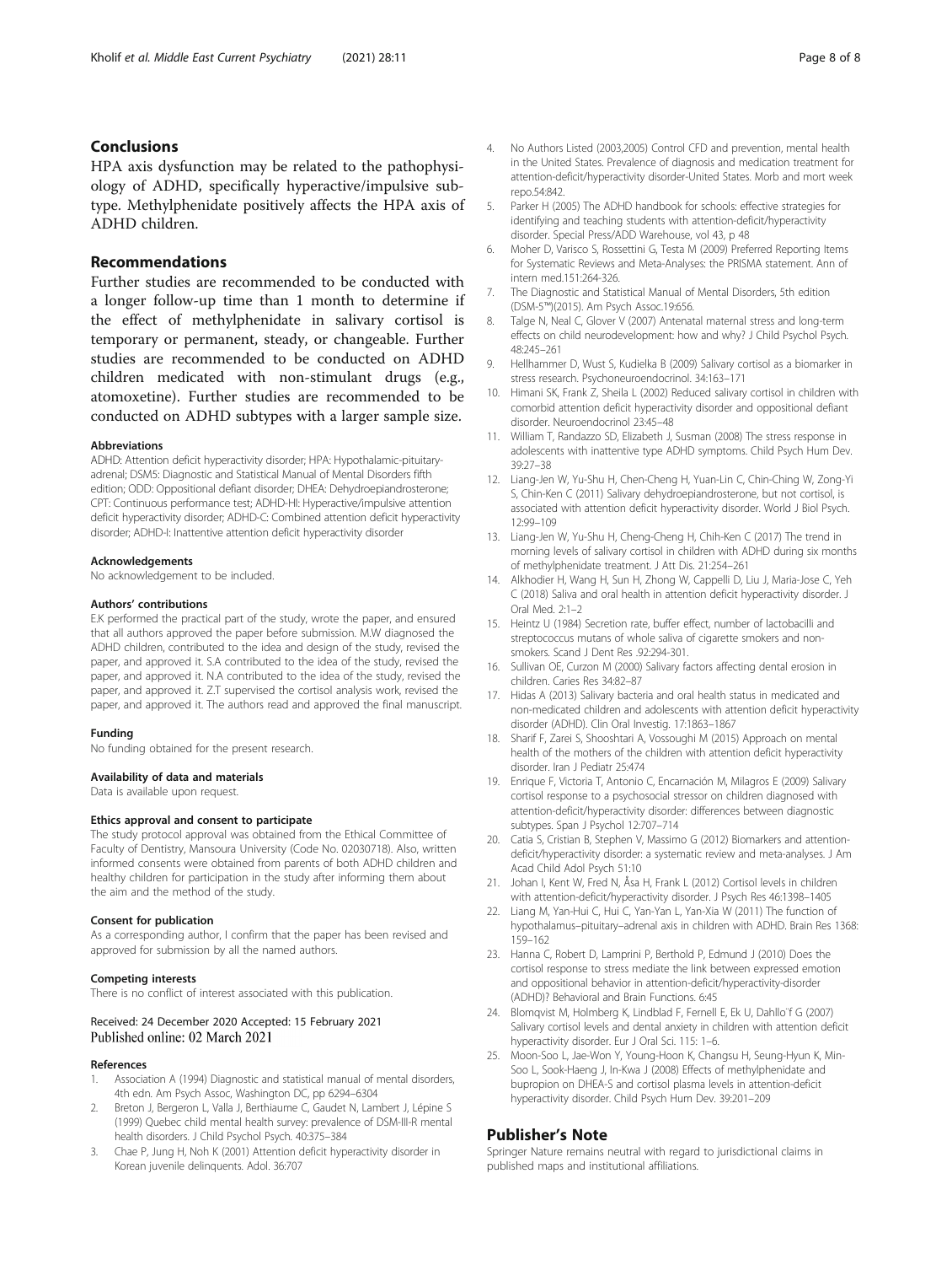## Conclusions

HPA axis dysfunction may be related to the pathophysiology of ADHD, specifically hyperactive/impulsive subtype. Methylphenidate positively affects the HPA axis of ADHD children.

## Recommendations

Further studies are recommended to be conducted with a longer follow-up time than 1 month to determine if the effect of methylphenidate in salivary cortisol is temporary or permanent, steady, or changeable. Further studies are recommended to be conducted on ADHD children medicated with non-stimulant drugs (e.g., atomoxetine). Further studies are recommended to be conducted on ADHD subtypes with a larger sample size.

#### Abbreviations

ADHD: Attention deficit hyperactivity disorder; HPA: Hypothalamic-pituitary-adrenal; DSM5: Diagnostic and Statistical Manual of Mental Disorders fifth edition; ODD: Oppositional defiant disorder; DHEA: Dehydroepiandrosterone; CPT: Continuous performance test; ADHD-HI: Hyperactive/impulsive attention deficit hyperactivity disorder; ADHD-C: Combined attention deficit hyperactivity disorder; ADHD-I: Inattentive attention deficit hyperactivity disorder

#### Acknowledgements

No acknowledgement to be included.

#### Authors' contributions

E.K performed the practical part of the study, wrote the paper, and ensured that all authors approved the paper before submission. M.W diagnosed the ADHD children, contributed to the idea and design of the study, revised the paper, and approved it. S.A contributed to the idea of the study, revised the paper, and approved it. N.A contributed to the idea of the study, revised the paper, and approved it. Z.T supervised the cortisol analysis work, revised the paper, and approved it. The authors read and approved the final manuscript.

#### Funding

No funding obtained for the present research.

#### Availability of data and materials

Data is available upon request.

#### Ethics approval and consent to participate

The study protocol approval was obtained from the Ethical Committee of Faculty of Dentistry, Mansoura University (Code No. 02030718). Also, written informed consents were obtained from parents of both ADHD children and healthy children for participation in the study after informing them about the aim and the method of the study.

#### Consent for publication

As a corresponding author, I confirm that the paper has been revised and approved for submission by all the named authors.

#### Competing interests

There is no conflict of interest associated with this publication.

Received: 24 December 2020 Accepted: 15 February 2021
Published online: 02 March 2021

#### References

1. Association A (1994) Diagnostic and statistical manual of mental disorders, 4th edn. Am Psych Assoc, Washington DC, pp 6294–6304
2. Breton J, Bergeron L, Valla J, Berthiaume C, Gaudet N, Lambert J, Lépine S (1999) Quebec child mental health survey: prevalence of DSM-III-R mental health disorders. J Child Psychol Psych. 40:375–384
3. Chae P, Jung H, Noh K (2001) Attention deficit hyperactivity disorder in Korean juvenile delinquents. Adol. 36:707
4. No Authors Listed (2003,2005) Control CFD and prevention, mental health in the United States. Prevalence of diagnosis and medication treatment for attention-deficit/hyperactivity disorder-United States. Morb and mort week repo.54:842.
5. Parker H (2005) The ADHD handbook for schools: effective strategies for identifying and teaching students with attention-deficit/hyperactivity disorder. Special Press/ADD Warehouse, vol 43, p 48
6. Moher D, Varisco S, Rossettini G, Testa M (2009) Preferred Reporting Items for Systematic Reviews and Meta-Analyses: the PRISMA statement. Ann of intern med.151:264-326.
7. The Diagnostic and Statistical Manual of Mental Disorders, 5th edition (DSM-5™)(2015). Am Psych Assoc.19:656.
8. Talge N, Neal C, Glover V (2007) Antenatal maternal stress and long-term effects on child neurodevelopment: how and why? J Child Psychol Psych. 48:245–261
9. Hellhammer D, Wust S, Kudielka B (2009) Salivary cortisol as a biomarker in stress research. Psychoneuroendocrinol. 34:163–171
10. Himani SK, Frank Z, Sheila L (2002) Reduced salivary cortisol in children with comorbid attention deficit hyperactivity disorder and oppositional defiant disorder. Neuroendocrinol 23:45–48
11. William T, Randazzo SD, Elizabeth J, Susman (2008) The stress response in adolescents with inattentive type ADHD symptoms. Child Psych Hum Dev. 39:27–38
12. Liang-Jen W, Yu-Shu H, Chen-Cheng H, Yuan-Lin C, Chin-Ching W, Zong-Yi S, Chin-Ken C (2011) Salivary dehydroepiandrosterone, but not cortisol, is associated with attention deficit hyperactivity disorder. World J Biol Psych. 12:99–109
13. Liang-Jen W, Yu-Shu H, Cheng-Cheng H, Chih-Ken C (2017) The trend in morning levels of salivary cortisol in children with ADHD during six months of methylphenidate treatment. J Att Dis. 21:254–261
14. Alkhodier H, Wang H, Sun H, Zhong W, Cappelli D, Liu J, Maria-Jose C, Yeh C (2018) Saliva and oral health in attention deficit hyperactivity disorder. J Oral Med. 2:1–2
15. Heintz U (1984) Secretion rate, buffer effect, number of lactobacilli and streptococcus mutans of whole saliva of cigarette smokers and non-smokers. Scand J Dent Res .92:294-301.
16. Sullivan OE, Curzon M (2000) Salivary factors affecting dental erosion in children. Caries Res 34:82–87
17. Hidas A (2013) Salivary bacteria and oral health status in medicated and non-medicated children and adolescents with attention deficit hyperactivity disorder (ADHD). Clin Oral Investig. 17:1863–1867
18. Sharif F, Zarei S, Shooshtari A, Vossoughi M (2015) Approach on mental health of the mothers of the children with attention deficit hyperactivity disorder. Iran J Pediatr 25:474
19. Enrique F, Victoria T, Antonio C, Encarnación M, Milagros E (2009) Salivary cortisol response to a psychosocial stressor on children diagnosed with attention-deficit/hyperactivity disorder: differences between diagnostic subtypes. Span J Psychol 12:707–714
20. Catia S, Cristian B, Stephen V, Massimo G (2012) Biomarkers and attention-deficit/hyperactivity disorder: a systematic review and meta-analyses. J Am Acad Child Adol Psych 51:10
21. Johan I, Kent W, Fred N, Åsa H, Frank L (2012) Cortisol levels in children with attention-deficit/hyperactivity disorder. J Psych Res 46:1398–1405
22. Liang M, Yan-Hui C, Hui C, Yan-Yan L, Yan-Xia W (2011) The function of hypothalamus–pituitary–adrenal axis in children with ADHD. Brain Res 1368: 159–162
23. Hanna C, Robert D, Lamprini P, Berthold P, Edmund J (2010) Does the cortisol response to stress mediate the link between expressed emotion and oppositional behavior in attention-deficit/hyperactivity-disorder (ADHD)? Behavioral and Brain Functions. 6:45
24. Blomqvist M, Holmberg K, Lindblad F, Fernell E, Ek U, Dahllo¨f G (2007) Salivary cortisol levels and dental anxiety in children with attention deficit hyperactivity disorder. Eur J Oral Sci. 115: 1–6.
25. Moon-Soo L, Jae-Won Y, Young-Hoon K, Changsu H, Seung-Hyun K, Min-Soo L, Sook-Haeng J, In-Kwa J (2008) Effects of methylphenidate and bupropion on DHEA-S and cortisol plasma levels in attention-deficit hyperactivity disorder. Child Psych Hum Dev. 39:201–209

## Publisher's Note

Springer Nature remains neutral with regard to jurisdictional claims in published maps and institutional affiliations.